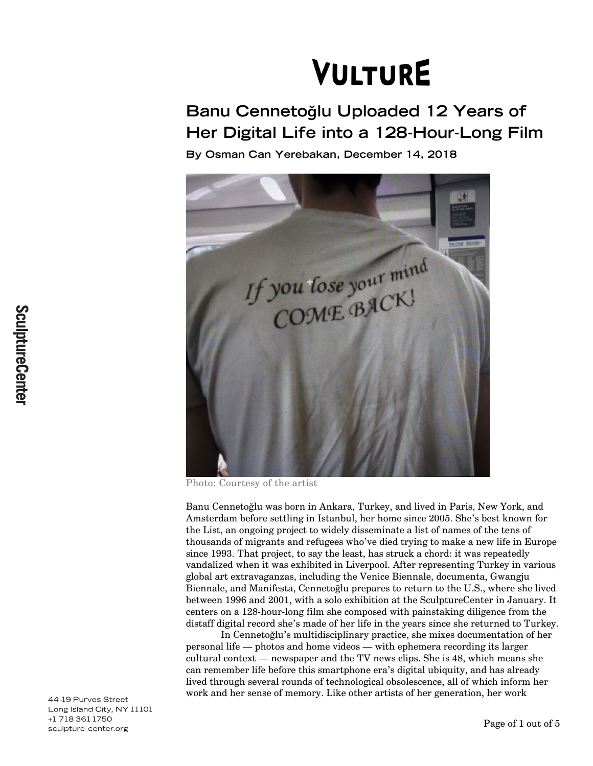# VULTURE

## Banu Cennetoğlu Uploaded 12 Years of Her Digital Life into a 128-Hour-Long Film

**By Osman Can Yerebakan, December 14, 2018**

Photo: Courtesy of the artist

Banu Cennetoğlu was born in Ankara, Turkey, and lived in Paris, New York, and Amsterdam before settling in Istanbul, her home since 2005. She's best known for the List, an ongoing project to widely disseminate a list of names of the tens of thousands of migrants and refugees who've died trying to make a new life in Europe since 1993. That project, to say the least, has struck a chord: it was repeatedly vandalized when it was exhibited in Liverpool. After representing Turkey in various global art extravaganzas, including the Venice Biennale, documenta, Gwangju Biennale, and Manifesta, Cennetoğlu prepares to return to the U.S., where she lived between 1996 and 2001, with a solo exhibition at the SculptureCenter in January. It centers on a 128-hour-long film she composed with painstaking diligence from the distaff digital record she's made of her life in the years since she returned to Turkey.

In Cennetoğlu's multidisciplinary practice, she mixes documentation of her personal life — photos and home videos — with ephemera recording its larger cultural context — newspaper and the TV news clips. She is 48, which means she can remember life before this smartphone era's digital ubiquity, and has already lived through several rounds of technological obsolescence, all of which inform her work and her sense of memory. Like other artists of her generation, her work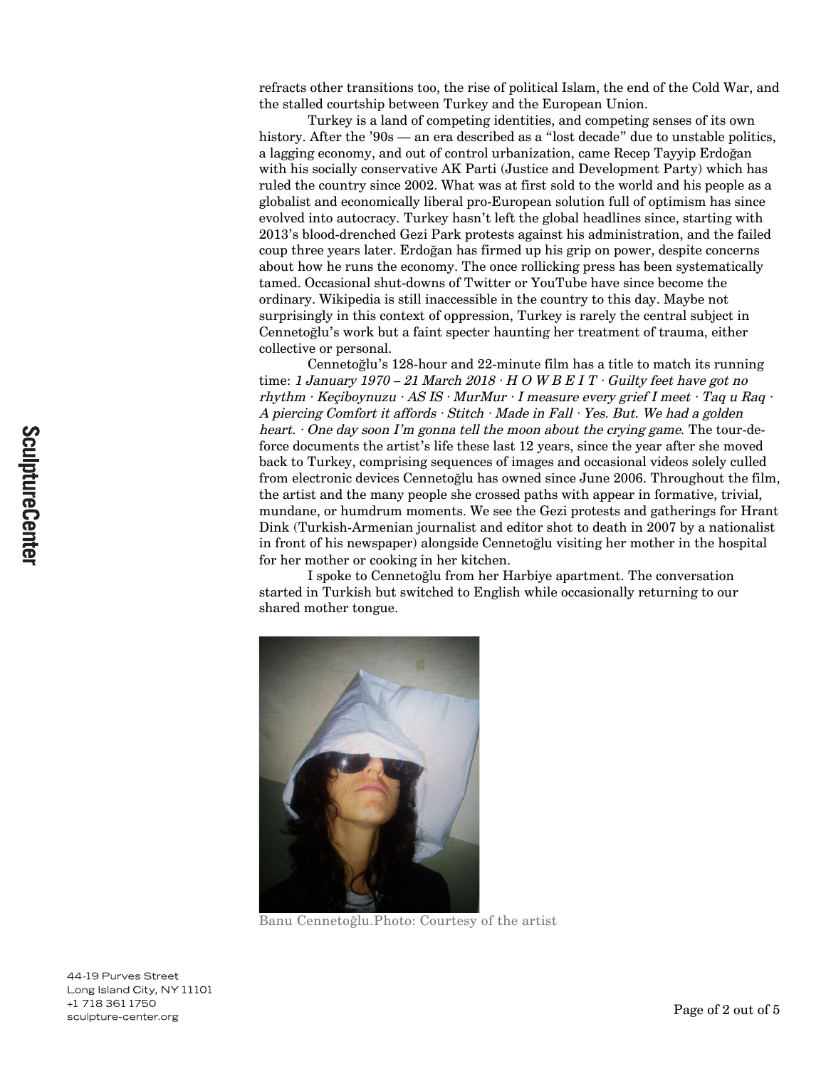refracts other transitions too, the rise of political Islam, the end of the Cold War, and the stalled courtship between Turkey and the European Union.

Turkey is a land of competing identities, and competing senses of its own history. After the ’90s — an era described as a “lost decade” due to unstable politics, a lagging economy, and out of control urbanization, came Recep Tayyip Erdoğan with his socially conservative AK Parti (Justice and Development Party) which has ruled the country since 2002. What was at first sold to the world and his people as a globalist and economically liberal pro-European solution full of optimism has since evolved into autocracy. Turkey hasn’t left the global headlines since, starting with 2013’s blood-drenched Gezi Park protests against his administration, and the failed coup three years later. Erdoğan has firmed up his grip on power, despite concerns about how he runs the economy. The once rollicking press has been systematically tamed. Occasional shut-downs of Twitter or YouTube have since become the ordinary. Wikipedia is still inaccessible in the country to this day. Maybe not surprisingly in this context of oppression, Turkey is rarely the central subject in Cennetoğlu’s work but a faint specter haunting her treatment of trauma, either collective or personal.

Cennetoğlu’s 128-hour and 22-minute film has a title to match its running time: *1 January 1970 – 21 March 2018 · H O W B E I T · Guilty feet have got no rhythm · Keçiboynuzu · AS IS · MurMur · I measure every grief I meet · Taq u Raq · A piercing Comfort it affords · Stitch · Made in Fall · Yes. But. We had a golden heart. · One day soon I’m gonna tell the moon about the crying game*. The tour-de-force documents the artist’s life these last 12 years, since the year after she moved back to Turkey, comprising sequences of images and occasional videos solely culled from electronic devices Cennetoğlu has owned since June 2006. Throughout the film, the artist and the many people she crossed paths with appear in formative, trivial, mundane, or humdrum moments. We see the Gezi protests and gatherings for Hrant Dink (Turkish-Armenian journalist and editor shot to death in 2007 by a nationalist in front of his newspaper) alongside Cennetoğlu visiting her mother in the hospital for her mother or cooking in her kitchen.

I spoke to Cennetoğlu from her Harbiye apartment. The conversation started in Turkish but switched to English while occasionally returning to our shared mother tongue.

Banu Cennetoğlu.Photo: Courtesy of the artist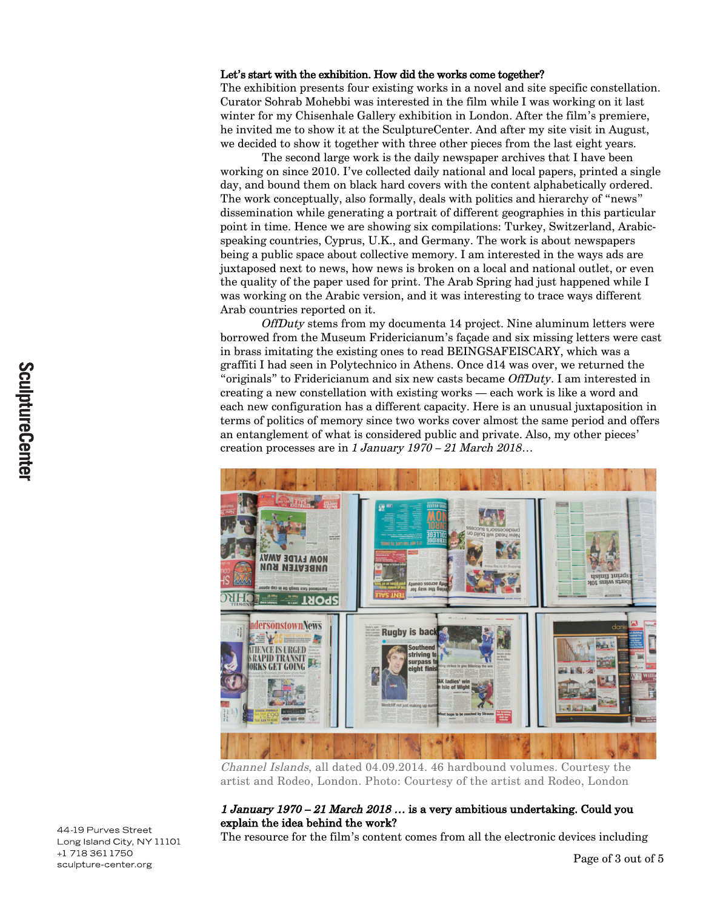**Let's start with the exhibition. How did the works come together?**
The exhibition presents four existing works in a novel and site specific constellation. Curator Sohrab Mohebbi was interested in the film while I was working on it last winter for my Chisenhale Gallery exhibition in London. After the film's premiere, he invited me to show it at the SculptureCenter. And after my site visit in August, we decided to show it together with three other pieces from the last eight years.

The second large work is the daily newspaper archives that I have been working on since 2010. I've collected daily national and local papers, printed a single day, and bound them on black hard covers with the content alphabetically ordered. The work conceptually, also formally, deals with politics and hierarchy of "news" dissemination while generating a portrait of different geographies in this particular point in time. Hence we are showing six compilations: Turkey, Switzerland, Arabic-speaking countries, Cyprus, U.K., and Germany. The work is about newspapers being a public space about collective memory. I am interested in the ways ads are juxtaposed next to news, how news is broken on a local and national outlet, or even the quality of the paper used for print. The Arab Spring had just happened while I was working on the Arabic version, and it was interesting to trace ways different Arab countries reported on it.

*OffDuty* stems from my documenta 14 project. Nine aluminum letters were borrowed from the Museum Fridericianum's façade and six missing letters were cast in brass imitating the existing ones to read BEINGSAFEISCARY, which was a graffiti I had seen in Polytechnico in Athens. Once d14 was over, we returned the "originals" to Fridericianum and six new casts became *OffDuty*. I am interested in creating a new constellation with existing works — each work is like a word and each new configuration has a different capacity. Here is an unusual juxtaposition in terms of politics of memory since two works cover almost the same period and offers an entanglement of what is considered public and private. Also, my other pieces' creation processes are in *1 January 1970 – 21 March 2018*…

*Channel Islands*, all dated 04.09.2014. 46 hardbound volumes. Courtesy the artist and Rodeo, London. Photo: Courtesy of the artist and Rodeo, London

***1 January 1970 – 21 March 2018 …* is a very ambitious undertaking. Could you explain the idea behind the work?**
The resource for the film's content comes from all the electronic devices including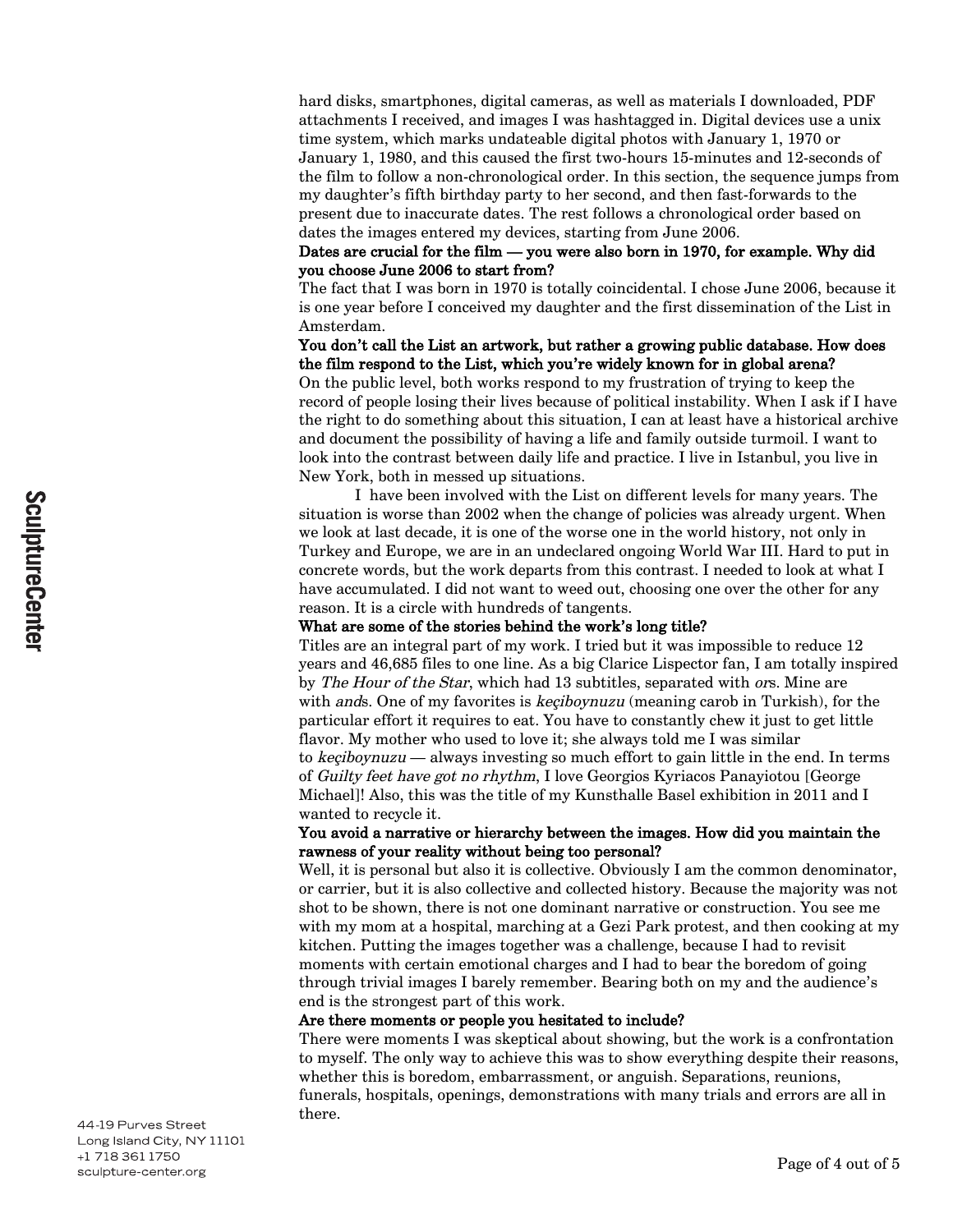hard disks, smartphones, digital cameras, as well as materials I downloaded, PDF attachments I received, and images I was hashtagged in. Digital devices use a unix time system, which marks undateable digital photos with January 1, 1970 or January 1, 1980, and this caused the first two-hours 15-minutes and 12-seconds of the film to follow a non-chronological order. In this section, the sequence jumps from my daughter's fifth birthday party to her second, and then fast-forwards to the present due to inaccurate dates. The rest follows a chronological order based on dates the images entered my devices, starting from June 2006.

**Dates are crucial for the film — you were also born in 1970, for example. Why did you choose June 2006 to start from?**

The fact that I was born in 1970 is totally coincidental. I chose June 2006, because it is one year before I conceived my daughter and the first dissemination of the List in Amsterdam.

**You don't call the List an artwork, but rather a growing public database. How does the film respond to the List, which you're widely known for in global arena?**

On the public level, both works respond to my frustration of trying to keep the record of people losing their lives because of political instability. When I ask if I have the right to do something about this situation, I can at least have a historical archive and document the possibility of having a life and family outside turmoil. I want to look into the contrast between daily life and practice. I live in Istanbul, you live in New York, both in messed up situations.

I have been involved with the List on different levels for many years. The situation is worse than 2002 when the change of policies was already urgent. When we look at last decade, it is one of the worse one in the world history, not only in Turkey and Europe, we are in an undeclared ongoing World War III. Hard to put in concrete words, but the work departs from this contrast. I needed to look at what I have accumulated. I did not want to weed out, choosing one over the other for any reason. It is a circle with hundreds of tangents.

**What are some of the stories behind the work's long title?**

Titles are an integral part of my work. I tried but it was impossible to reduce 12 years and 46,685 files to one line. As a big Clarice Lispector fan, I am totally inspired by *The Hour of the Star*, which had 13 subtitles, separated with *or*s. Mine are with *and*s. One of my favorites is *keçiboynuzu* (meaning carob in Turkish), for the particular effort it requires to eat. You have to constantly chew it just to get little flavor. My mother who used to love it; she always told me I was similar to *keçiboynuzu* — always investing so much effort to gain little in the end. In terms of *Guilty feet have got no rhythm*, I love Georgios Kyriacos Panayiotou [George Michael]! Also, this was the title of my Kunsthalle Basel exhibition in 2011 and I wanted to recycle it.

**You avoid a narrative or hierarchy between the images. How did you maintain the rawness of your reality without being too personal?**

Well, it is personal but also it is collective. Obviously I am the common denominator, or carrier, but it is also collective and collected history. Because the majority was not shot to be shown, there is not one dominant narrative or construction. You see me with my mom at a hospital, marching at a Gezi Park protest, and then cooking at my kitchen. Putting the images together was a challenge, because I had to revisit moments with certain emotional charges and I had to bear the boredom of going through trivial images I barely remember. Bearing both on my and the audience's end is the strongest part of this work.

**Are there moments or people you hesitated to include?**

There were moments I was skeptical about showing, but the work is a confrontation to myself. The only way to achieve this was to show everything despite their reasons, whether this is boredom, embarrassment, or anguish. Separations, reunions, funerals, hospitals, openings, demonstrations with many trials and errors are all in there.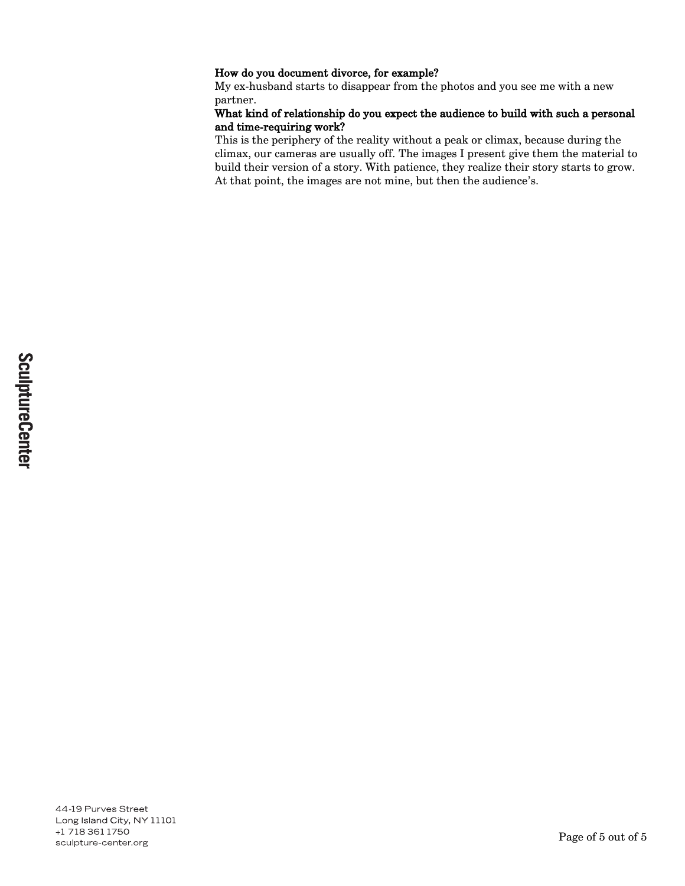**How do you document divorce, for example?**
My ex-husband starts to disappear from the photos and you see me with a new partner.
**What kind of relationship do you expect the audience to build with such a personal and time-requiring work?**
This is the periphery of the reality without a peak or climax, because during the climax, our cameras are usually off. The images I present give them the material to build their version of a story. With patience, they realize their story starts to grow. At that point, the images are not mine, but then the audience's.